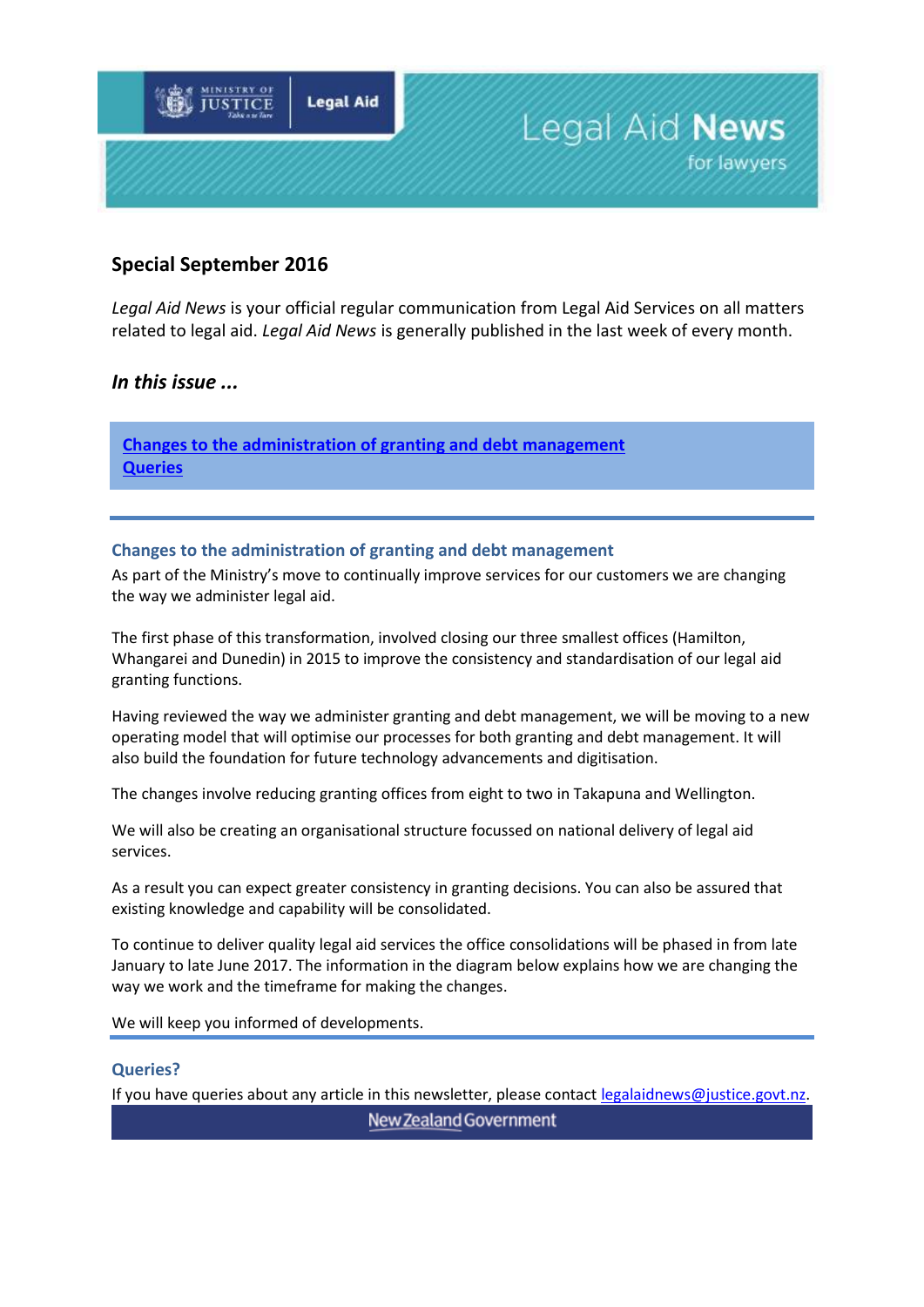# Legal Aid News for lawyers

## Special September 2016

*Legal Aid News* is your official regular communication from Legal Aid Services on all matters related to legal aid. *Legal Aid News* is generally published in the last week of every month.

### *In this issue ...*

[Changes to the administration of granting and debt management](#changes-to-the-administration-of-granting-and-debt-management)
[Queries](#queries)

---

### Changes to the administration of granting and debt management

As part of the Ministry's move to continually improve services for our customers we are changing the way we administer legal aid.

The first phase of this transformation, involved closing our three smallest offices (Hamilton, Whangarei and Dunedin) in 2015 to improve the consistency and standardisation of our legal aid granting functions.

Having reviewed the way we administer granting and debt management, we will be moving to a new operating model that will optimise our processes for both granting and debt management. It will also build the foundation for future technology advancements and digitisation.

The changes involve reducing granting offices from eight to two in Takapuna and Wellington.

We will also be creating an organisational structure focussed on national delivery of legal aid services.

As a result you can expect greater consistency in granting decisions. You can also be assured that existing knowledge and capability will be consolidated.

To continue to deliver quality legal aid services the office consolidations will be phased in from late January to late June 2017. The information in the diagram below explains how we are changing the way we work and the timeframe for making the changes.

We will keep you informed of developments.

---

### Queries?

If you have queries about any article in this newsletter, please contact [legalaidnews@justice.govt.nz](mailto:legalaidnews@justice.govt.nz).

New Zealand Government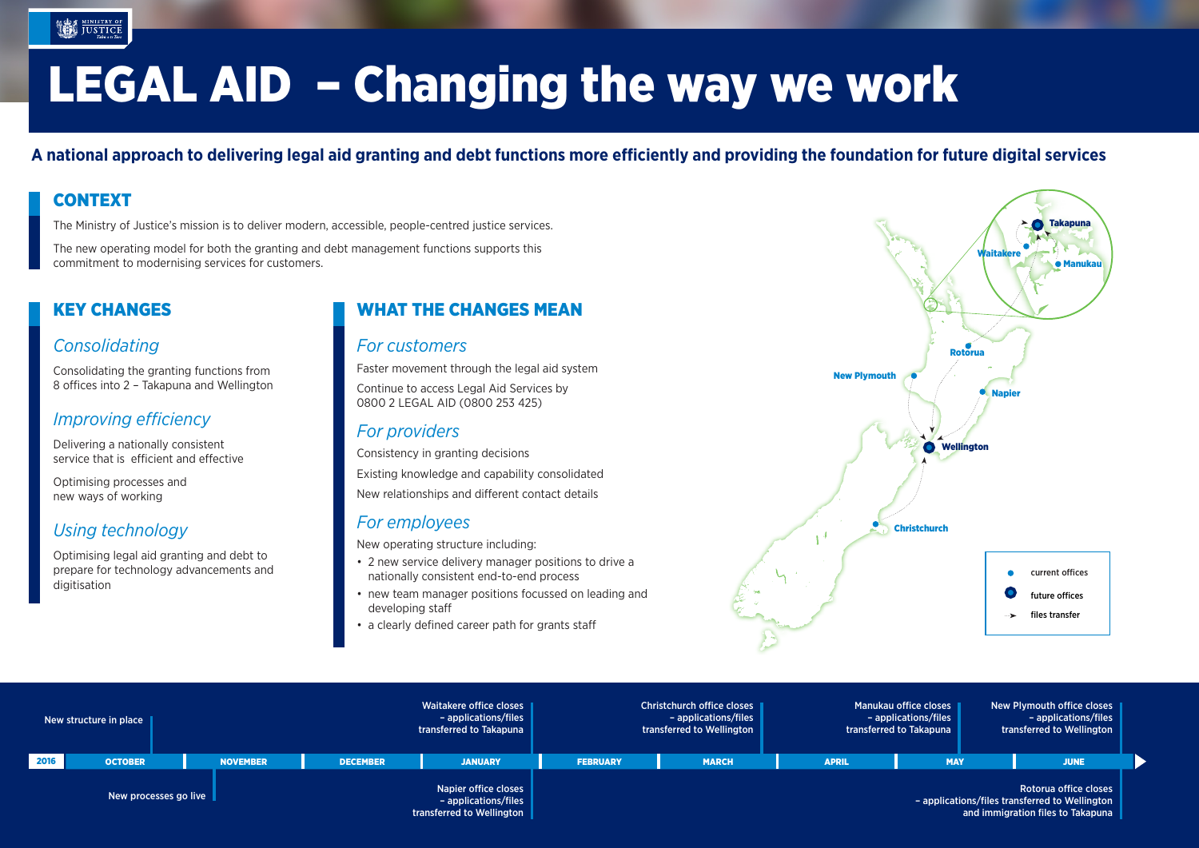MINISTRY OF JUSTICE

# LEGAL AID – Changing the way we work

**A national approach to delivering legal aid granting and debt functions more efficiently and providing the foundation for future digital services**

## CONTEXT

The Ministry of Justice's mission is to deliver modern, accessible, people-centred justice services.

The new operating model for both the granting and debt management functions supports this commitment to modernising services for customers.

## KEY CHANGES

### *Consolidating*

Consolidating the granting functions from 8 offices into 2 – Takapuna and Wellington

### *Improving efficiency*

Delivering a nationally consistent service that is efficient and effective

Optimising processes and new ways of working

### *Using technology*

Optimising legal aid granting and debt to prepare for technology advancements and digitisation

## WHAT THE CHANGES MEAN

### *For customers*

Faster movement through the legal aid system

Continue to access Legal Aid Services by 0800 2 LEGAL AID (0800 253 425)

### *For providers*

Consistency in granting decisions

Existing knowledge and capability consolidated

New relationships and different contact details

### *For employees*

New operating structure including:

- 2 new service delivery manager positions to drive a nationally consistent end-to-end process
- new team manager positions focussed on leading and developing staff
- a clearly defined career path for grants staff

Takapuna
Waitakere
Manukau
Rotorua
New Plymouth
Napier
Wellington
Christchurch

current offices
future offices
files transfer

2016
OCTOBER
NOVEMBER
DECEMBER
JANUARY
FEBRUARY
MARCH
APRIL
MAY
JUNE

New structure in place

New processes go live

Waitakere office closes – applications/files transferred to Takapuna

Napier office closes – applications/files transferred to Wellington

Christchurch office closes – applications/files transferred to Wellington

Manukau office closes – applications/files transferred to Takapuna

New Plymouth office closes – applications/files transferred to Wellington

Rotorua office closes – applications/files transferred to Wellington and immigration files to Takapuna